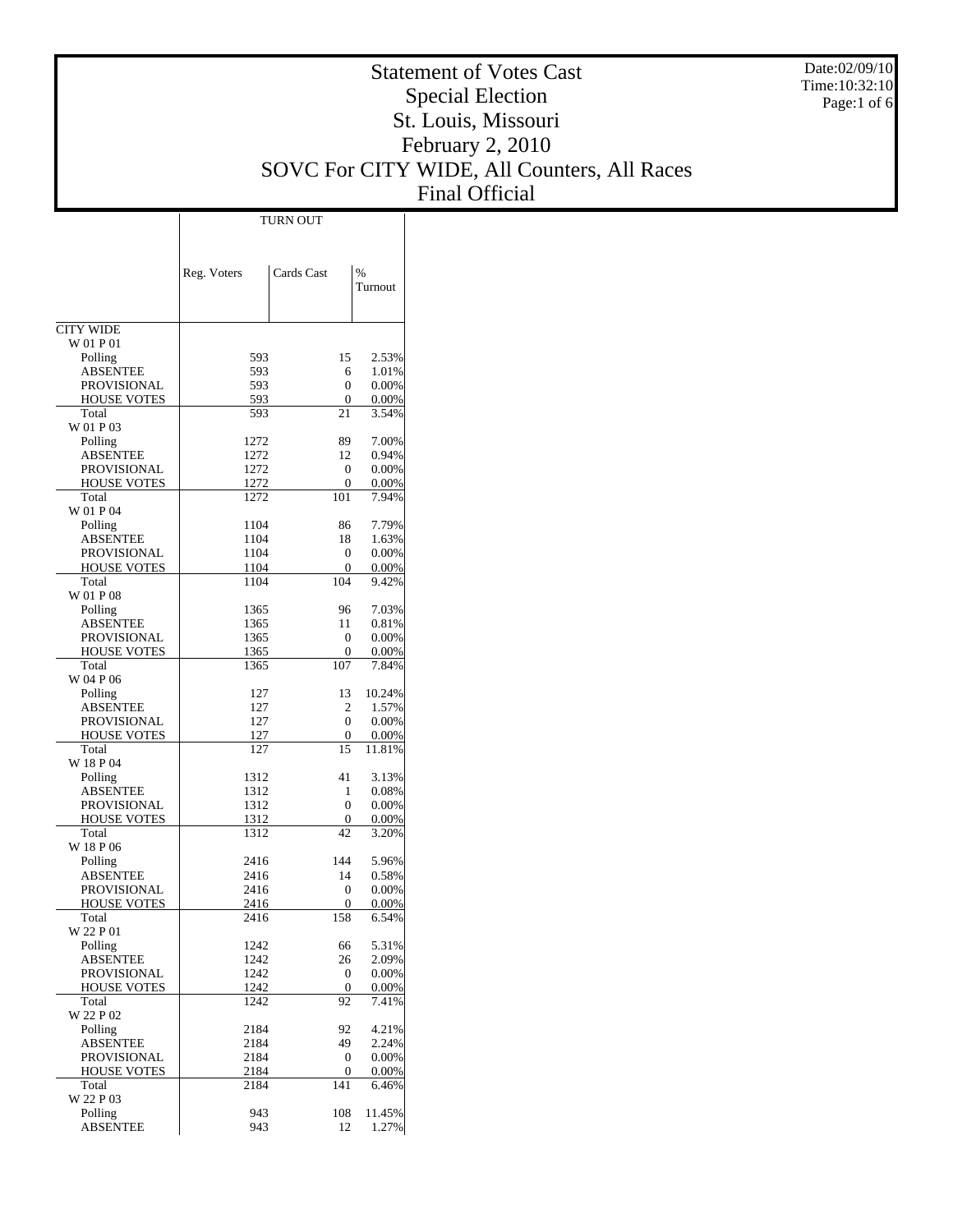# Statement of Votes Cast
## Special Election
## St. Louis, Missouri
## February 2, 2010
## SOVC For CITY WIDE, All Counters, All Races
## Final Official

Date:02/09/10
Time:10:32:10

| | TURN OUT | | |
|---|---|---|---|
| | Reg. Voters | Cards Cast | % Turnout |
| CITY WIDE | | | |
| W 01 P 01 | | | |
| Polling | 593 | 15 | 2.53% |
| ABSENTEE | 593 | 6 | 1.01% |
| PROVISIONAL | 593 | 0 | 0.00% |
| HOUSE VOTES | 593 | 0 | 0.00% |
| Total | 593 | 21 | 3.54% |
| W 01 P 03 | | | |
| Polling | 1272 | 89 | 7.00% |
| ABSENTEE | 1272 | 12 | 0.94% |
| PROVISIONAL | 1272 | 0 | 0.00% |
| HOUSE VOTES | 1272 | 0 | 0.00% |
| Total | 1272 | 101 | 7.94% |
| W 01 P 04 | | | |
| Polling | 1104 | 86 | 7.79% |
| ABSENTEE | 1104 | 18 | 1.63% |
| PROVISIONAL | 1104 | 0 | 0.00% |
| HOUSE VOTES | 1104 | 0 | 0.00% |
| Total | 1104 | 104 | 9.42% |
| W 01 P 08 | | | |
| Polling | 1365 | 96 | 7.03% |
| ABSENTEE | 1365 | 11 | 0.81% |
| PROVISIONAL | 1365 | 0 | 0.00% |
| HOUSE VOTES | 1365 | 0 | 0.00% |
| Total | 1365 | 107 | 7.84% |
| W 04 P 06 | | | |
| Polling | 127 | 13 | 10.24% |
| ABSENTEE | 127 | 2 | 1.57% |
| PROVISIONAL | 127 | 0 | 0.00% |
| HOUSE VOTES | 127 | 0 | 0.00% |
| Total | 127 | 15 | 11.81% |
| W 18 P 04 | | | |
| Polling | 1312 | 41 | 3.13% |
| ABSENTEE | 1312 | 1 | 0.08% |
| PROVISIONAL | 1312 | 0 | 0.00% |
| HOUSE VOTES | 1312 | 0 | 0.00% |
| Total | 1312 | 42 | 3.20% |
| W 18 P 06 | | | |
| Polling | 2416 | 144 | 5.96% |
| ABSENTEE | 2416 | 14 | 0.58% |
| PROVISIONAL | 2416 | 0 | 0.00% |
| HOUSE VOTES | 2416 | 0 | 0.00% |
| Total | 2416 | 158 | 6.54% |
| W 22 P 01 | | | |
| Polling | 1242 | 66 | 5.31% |
| ABSENTEE | 1242 | 26 | 2.09% |
| PROVISIONAL | 1242 | 0 | 0.00% |
| HOUSE VOTES | 1242 | 0 | 0.00% |
| Total | 1242 | 92 | 7.41% |
| W 22 P 02 | | | |
| Polling | 2184 | 92 | 4.21% |
| ABSENTEE | 2184 | 49 | 2.24% |
| PROVISIONAL | 2184 | 0 | 0.00% |
| HOUSE VOTES | 2184 | 0 | 0.00% |
| Total | 2184 | 141 | 6.46% |
| W 22 P 03 | | | |
| Polling | 943 | 108 | 11.45% |
| ABSENTEE | 943 | 12 | 1.27% |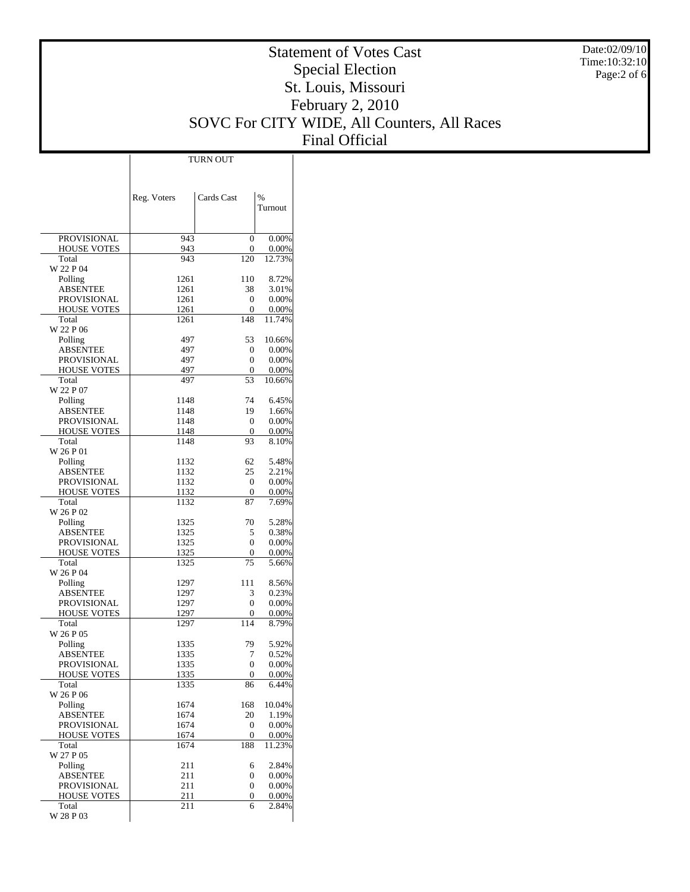# Statement of Votes Cast
## Special Election
## St. Louis, Missouri
## February 2, 2010
## SOVC For CITY WIDE, All Counters, All Races
## Final Official

Date:02/09/10
Time:10:32:10

| | TURN OUT | | |
|---|---|---|---|
| | Reg. Voters | Cards Cast | % Turnout |
| PROVISIONAL | 943 | 0 | 0.00% |
| HOUSE VOTES | 943 | 0 | 0.00% |
| Total | 943 | 120 | 12.73% |
| W 22 P 04 | | | |
| Polling | 1261 | 110 | 8.72% |
| ABSENTEE | 1261 | 38 | 3.01% |
| PROVISIONAL | 1261 | 0 | 0.00% |
| HOUSE VOTES | 1261 | 0 | 0.00% |
| Total | 1261 | 148 | 11.74% |
| W 22 P 06 | | | |
| Polling | 497 | 53 | 10.66% |
| ABSENTEE | 497 | 0 | 0.00% |
| PROVISIONAL | 497 | 0 | 0.00% |
| HOUSE VOTES | 497 | 0 | 0.00% |
| Total | 497 | 53 | 10.66% |
| W 22 P 07 | | | |
| Polling | 1148 | 74 | 6.45% |
| ABSENTEE | 1148 | 19 | 1.66% |
| PROVISIONAL | 1148 | 0 | 0.00% |
| HOUSE VOTES | 1148 | 0 | 0.00% |
| Total | 1148 | 93 | 8.10% |
| W 26 P 01 | | | |
| Polling | 1132 | 62 | 5.48% |
| ABSENTEE | 1132 | 25 | 2.21% |
| PROVISIONAL | 1132 | 0 | 0.00% |
| HOUSE VOTES | 1132 | 0 | 0.00% |
| Total | 1132 | 87 | 7.69% |
| W 26 P 02 | | | |
| Polling | 1325 | 70 | 5.28% |
| ABSENTEE | 1325 | 5 | 0.38% |
| PROVISIONAL | 1325 | 0 | 0.00% |
| HOUSE VOTES | 1325 | 0 | 0.00% |
| Total | 1325 | 75 | 5.66% |
| W 26 P 04 | | | |
| Polling | 1297 | 111 | 8.56% |
| ABSENTEE | 1297 | 3 | 0.23% |
| PROVISIONAL | 1297 | 0 | 0.00% |
| HOUSE VOTES | 1297 | 0 | 0.00% |
| Total | 1297 | 114 | 8.79% |
| W 26 P 05 | | | |
| Polling | 1335 | 79 | 5.92% |
| ABSENTEE | 1335 | 7 | 0.52% |
| PROVISIONAL | 1335 | 0 | 0.00% |
| HOUSE VOTES | 1335 | 0 | 0.00% |
| Total | 1335 | 86 | 6.44% |
| W 26 P 06 | | | |
| Polling | 1674 | 168 | 10.04% |
| ABSENTEE | 1674 | 20 | 1.19% |
| PROVISIONAL | 1674 | 0 | 0.00% |
| HOUSE VOTES | 1674 | 0 | 0.00% |
| Total | 1674 | 188 | 11.23% |
| W 27 P 05 | | | |
| Polling | 211 | 6 | 2.84% |
| ABSENTEE | 211 | 0 | 0.00% |
| PROVISIONAL | 211 | 0 | 0.00% |
| HOUSE VOTES | 211 | 0 | 0.00% |
| Total | 211 | 6 | 2.84% |
| W 28 P 03 | | | |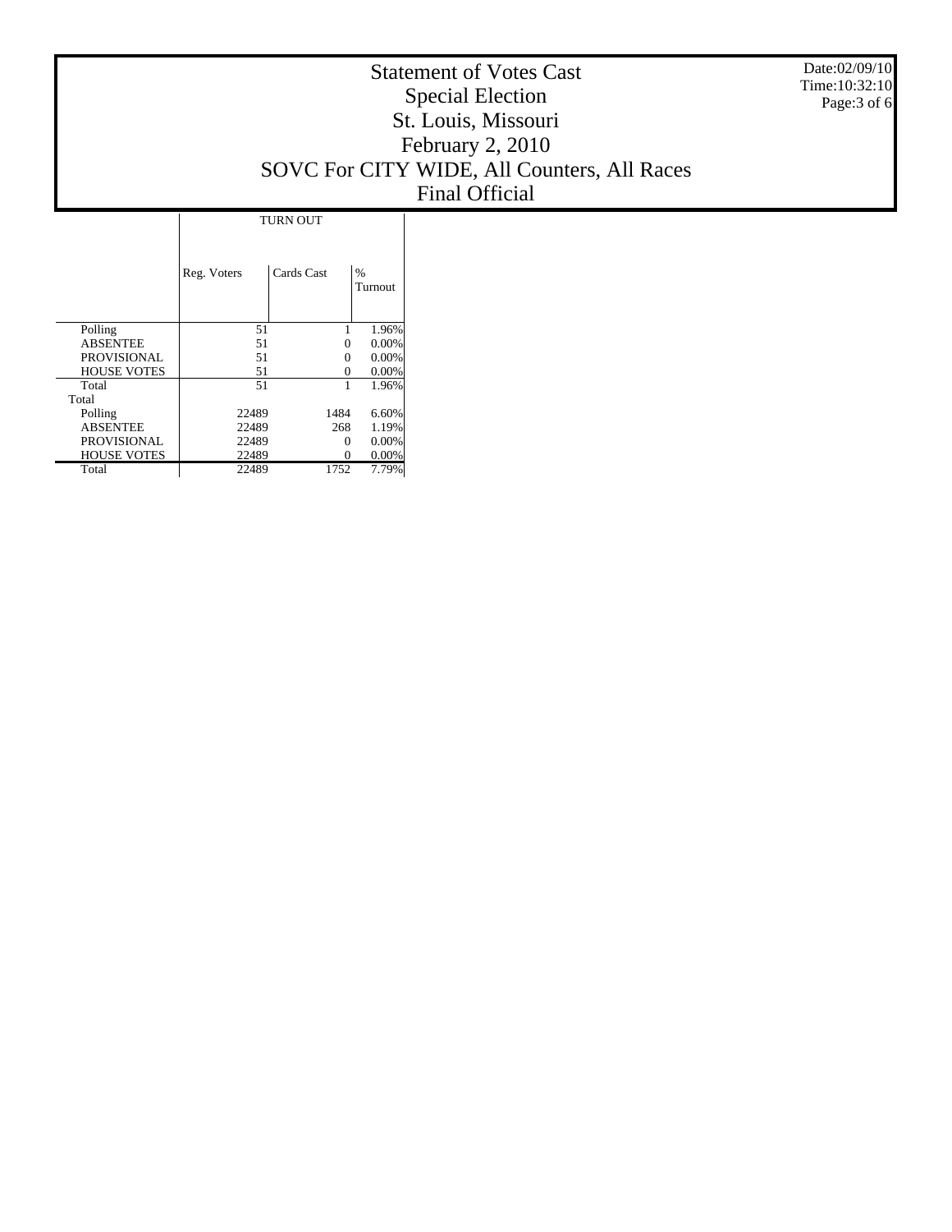# Statement of Votes Cast

## Special Election

## St. Louis, Missouri

## February 2, 2010

## SOVC For CITY WIDE, All Counters, All Races

## Final Official

Date:02/09/10
Time:10:32:10

| | TURN OUT | | |
|---|---|---|---|
| | Reg. Voters | Cards Cast | % Turnout |
| Polling | 51 | 1 | 1.96% |
| ABSENTEE | 51 | 0 | 0.00% |
| PROVISIONAL | 51 | 0 | 0.00% |
| HOUSE VOTES | 51 | 0 | 0.00% |
| Total | 51 | 1 | 1.96% |
| Total | | | |
| Polling | 22489 | 1484 | 6.60% |
| ABSENTEE | 22489 | 268 | 1.19% |
| PROVISIONAL | 22489 | 0 | 0.00% |
| HOUSE VOTES | 22489 | 0 | 0.00% |
| Total | 22489 | 1752 | 7.79% |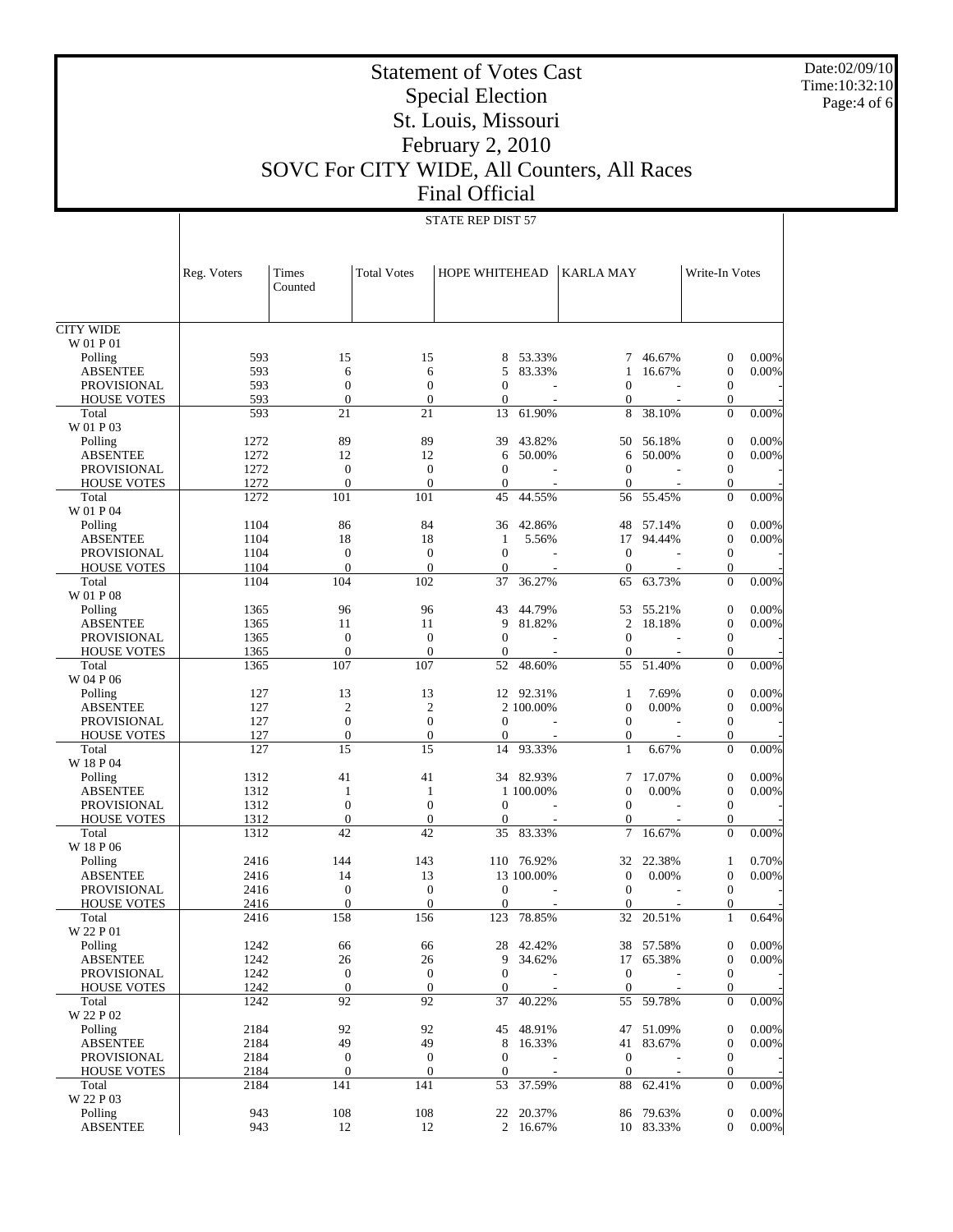# Statement of Votes Cast
## Special Election
## St. Louis, Missouri
## February 2, 2010
## SOVC For CITY WIDE, All Counters, All Races
## Final Official

Date:02/09/10
Time:10:32:10

**STATE REP DIST 57**

| | Reg. Voters | Times Counted | Total Votes | HOPE WHITEHEAD | | KARLA MAY | | Write-In Votes | |
|---|---|---|---|---|---|---|---|---|---|
| CITY WIDE | | | | | | | | | |
| W 01 P 01 | | | | | | | | | |
| Polling | 593 | 15 | 15 | 8 | 53.33% | 7 | 46.67% | 0 | 0.00% |
| ABSENTEE | 593 | 6 | 6 | 5 | 83.33% | 1 | 16.67% | 0 | 0.00% |
| PROVISIONAL | 593 | 0 | 0 | 0 | - | 0 | - | 0 | - |
| HOUSE VOTES | 593 | 0 | 0 | 0 | - | 0 | - | 0 | - |
| Total | 593 | 21 | 21 | 13 | 61.90% | 8 | 38.10% | 0 | 0.00% |
| W 01 P 03 | | | | | | | | | |
| Polling | 1272 | 89 | 89 | 39 | 43.82% | 50 | 56.18% | 0 | 0.00% |
| ABSENTEE | 1272 | 12 | 12 | 6 | 50.00% | 6 | 50.00% | 0 | 0.00% |
| PROVISIONAL | 1272 | 0 | 0 | 0 | - | 0 | - | 0 | - |
| HOUSE VOTES | 1272 | 0 | 0 | 0 | - | 0 | - | 0 | - |
| Total | 1272 | 101 | 101 | 45 | 44.55% | 56 | 55.45% | 0 | 0.00% |
| W 01 P 04 | | | | | | | | | |
| Polling | 1104 | 86 | 84 | 36 | 42.86% | 48 | 57.14% | 0 | 0.00% |
| ABSENTEE | 1104 | 18 | 18 | 1 | 5.56% | 17 | 94.44% | 0 | 0.00% |
| PROVISIONAL | 1104 | 0 | 0 | 0 | - | 0 | - | 0 | - |
| HOUSE VOTES | 1104 | 0 | 0 | 0 | - | 0 | - | 0 | - |
| Total | 1104 | 104 | 102 | 37 | 36.27% | 65 | 63.73% | 0 | 0.00% |
| W 01 P 08 | | | | | | | | | |
| Polling | 1365 | 96 | 96 | 43 | 44.79% | 53 | 55.21% | 0 | 0.00% |
| ABSENTEE | 1365 | 11 | 11 | 9 | 81.82% | 2 | 18.18% | 0 | 0.00% |
| PROVISIONAL | 1365 | 0 | 0 | 0 | - | 0 | - | 0 | - |
| HOUSE VOTES | 1365 | 0 | 0 | 0 | - | 0 | - | 0 | - |
| Total | 1365 | 107 | 107 | 52 | 48.60% | 55 | 51.40% | 0 | 0.00% |
| W 04 P 06 | | | | | | | | | |
| Polling | 127 | 13 | 13 | 12 | 92.31% | 1 | 7.69% | 0 | 0.00% |
| ABSENTEE | 127 | 2 | 2 | 2 | 100.00% | 0 | 0.00% | 0 | 0.00% |
| PROVISIONAL | 127 | 0 | 0 | 0 | - | 0 | - | 0 | - |
| HOUSE VOTES | 127 | 0 | 0 | 0 | - | 0 | - | 0 | - |
| Total | 127 | 15 | 15 | 14 | 93.33% | 1 | 6.67% | 0 | 0.00% |
| W 18 P 04 | | | | | | | | | |
| Polling | 1312 | 41 | 41 | 34 | 82.93% | 7 | 17.07% | 0 | 0.00% |
| ABSENTEE | 1312 | 1 | 1 | 1 | 100.00% | 0 | 0.00% | 0 | 0.00% |
| PROVISIONAL | 1312 | 0 | 0 | 0 | - | 0 | - | 0 | - |
| HOUSE VOTES | 1312 | 0 | 0 | 0 | - | 0 | - | 0 | - |
| Total | 1312 | 42 | 42 | 35 | 83.33% | 7 | 16.67% | 0 | 0.00% |
| W 18 P 06 | | | | | | | | | |
| Polling | 2416 | 144 | 143 | 110 | 76.92% | 32 | 22.38% | 1 | 0.70% |
| ABSENTEE | 2416 | 14 | 13 | 13 | 100.00% | 0 | 0.00% | 0 | 0.00% |
| PROVISIONAL | 2416 | 0 | 0 | 0 | - | 0 | - | 0 | - |
| HOUSE VOTES | 2416 | 0 | 0 | 0 | - | 0 | - | 0 | - |
| Total | 2416 | 158 | 156 | 123 | 78.85% | 32 | 20.51% | 1 | 0.64% |
| W 22 P 01 | | | | | | | | | |
| Polling | 1242 | 66 | 66 | 28 | 42.42% | 38 | 57.58% | 0 | 0.00% |
| ABSENTEE | 1242 | 26 | 26 | 9 | 34.62% | 17 | 65.38% | 0 | 0.00% |
| PROVISIONAL | 1242 | 0 | 0 | 0 | - | 0 | - | 0 | - |
| HOUSE VOTES | 1242 | 0 | 0 | 0 | - | 0 | - | 0 | - |
| Total | 1242 | 92 | 92 | 37 | 40.22% | 55 | 59.78% | 0 | 0.00% |
| W 22 P 02 | | | | | | | | | |
| Polling | 2184 | 92 | 92 | 45 | 48.91% | 47 | 51.09% | 0 | 0.00% |
| ABSENTEE | 2184 | 49 | 49 | 8 | 16.33% | 41 | 83.67% | 0 | 0.00% |
| PROVISIONAL | 2184 | 0 | 0 | 0 | - | 0 | - | 0 | - |
| HOUSE VOTES | 2184 | 0 | 0 | 0 | - | 0 | - | 0 | - |
| Total | 2184 | 141 | 141 | 53 | 37.59% | 88 | 62.41% | 0 | 0.00% |
| W 22 P 03 | | | | | | | | | |
| Polling | 943 | 108 | 108 | 22 | 20.37% | 86 | 79.63% | 0 | 0.00% |
| ABSENTEE | 943 | 12 | 12 | 2 | 16.67% | 10 | 83.33% | 0 | 0.00% |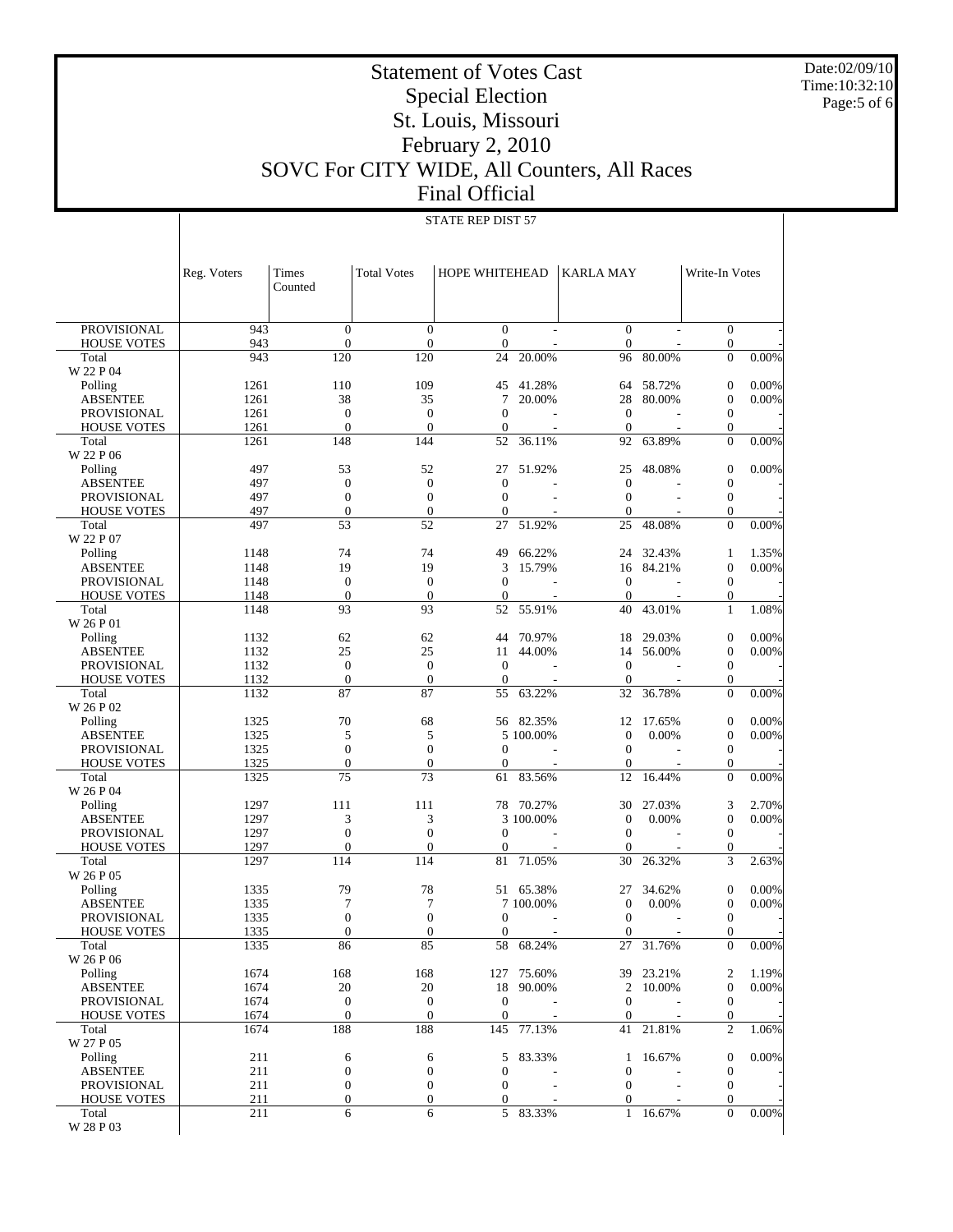# Statement of Votes Cast
## Special Election
## St. Louis, Missouri
## February 2, 2010
## SOVC For CITY WIDE, All Counters, All Races
## Final Official

STATE REP DIST 57

| | Reg. Voters | Times Counted | Total Votes | HOPE WHITEHEAD | | KARLA MAY | | Write-In Votes | |
|---|---|---|---|---|---|---|---|---|---|
| PROVISIONAL | 943 | 0 | 0 | 0 | - | 0 | - | 0 | - |
| HOUSE VOTES | 943 | 0 | 0 | 0 | - | 0 | - | 0 | - |
| Total | 943 | 120 | 120 | 24 | 20.00% | 96 | 80.00% | 0 | 0.00% |
| W 22 P 04 | | | | | | | | | |
| Polling | 1261 | 110 | 109 | 45 | 41.28% | 64 | 58.72% | 0 | 0.00% |
| ABSENTEE | 1261 | 38 | 35 | 7 | 20.00% | 28 | 80.00% | 0 | 0.00% |
| PROVISIONAL | 1261 | 0 | 0 | 0 | - | 0 | - | 0 | - |
| HOUSE VOTES | 1261 | 0 | 0 | 0 | - | 0 | - | 0 | - |
| Total | 1261 | 148 | 144 | 52 | 36.11% | 92 | 63.89% | 0 | 0.00% |
| W 22 P 06 | | | | | | | | | |
| Polling | 497 | 53 | 52 | 27 | 51.92% | 25 | 48.08% | 0 | 0.00% |
| ABSENTEE | 497 | 0 | 0 | 0 | - | 0 | - | 0 | - |
| PROVISIONAL | 497 | 0 | 0 | 0 | - | 0 | - | 0 | - |
| HOUSE VOTES | 497 | 0 | 0 | 0 | - | 0 | - | 0 | - |
| Total | 497 | 53 | 52 | 27 | 51.92% | 25 | 48.08% | 0 | 0.00% |
| W 22 P 07 | | | | | | | | | |
| Polling | 1148 | 74 | 74 | 49 | 66.22% | 24 | 32.43% | 1 | 1.35% |
| ABSENTEE | 1148 | 19 | 19 | 3 | 15.79% | 16 | 84.21% | 0 | 0.00% |
| PROVISIONAL | 1148 | 0 | 0 | 0 | - | 0 | - | 0 | - |
| HOUSE VOTES | 1148 | 0 | 0 | 0 | - | 0 | - | 0 | - |
| Total | 1148 | 93 | 93 | 52 | 55.91% | 40 | 43.01% | 1 | 1.08% |
| W 26 P 01 | | | | | | | | | |
| Polling | 1132 | 62 | 62 | 44 | 70.97% | 18 | 29.03% | 0 | 0.00% |
| ABSENTEE | 1132 | 25 | 25 | 11 | 44.00% | 14 | 56.00% | 0 | 0.00% |
| PROVISIONAL | 1132 | 0 | 0 | 0 | - | 0 | - | 0 | - |
| HOUSE VOTES | 1132 | 0 | 0 | 0 | - | 0 | - | 0 | - |
| Total | 1132 | 87 | 87 | 55 | 63.22% | 32 | 36.78% | 0 | 0.00% |
| W 26 P 02 | | | | | | | | | |
| Polling | 1325 | 70 | 68 | 56 | 82.35% | 12 | 17.65% | 0 | 0.00% |
| ABSENTEE | 1325 | 5 | 5 | 5 | 100.00% | 0 | 0.00% | 0 | 0.00% |
| PROVISIONAL | 1325 | 0 | 0 | 0 | - | 0 | - | 0 | - |
| HOUSE VOTES | 1325 | 0 | 0 | 0 | - | 0 | - | 0 | - |
| Total | 1325 | 75 | 73 | 61 | 83.56% | 12 | 16.44% | 0 | 0.00% |
| W 26 P 04 | | | | | | | | | |
| Polling | 1297 | 111 | 111 | 78 | 70.27% | 30 | 27.03% | 3 | 2.70% |
| ABSENTEE | 1297 | 3 | 3 | 3 | 100.00% | 0 | 0.00% | 0 | 0.00% |
| PROVISIONAL | 1297 | 0 | 0 | 0 | - | 0 | - | 0 | - |
| HOUSE VOTES | 1297 | 0 | 0 | 0 | - | 0 | - | 0 | - |
| Total | 1297 | 114 | 114 | 81 | 71.05% | 30 | 26.32% | 3 | 2.63% |
| W 26 P 05 | | | | | | | | | |
| Polling | 1335 | 79 | 78 | 51 | 65.38% | 27 | 34.62% | 0 | 0.00% |
| ABSENTEE | 1335 | 7 | 7 | 7 | 100.00% | 0 | 0.00% | 0 | 0.00% |
| PROVISIONAL | 1335 | 0 | 0 | 0 | - | 0 | - | 0 | - |
| HOUSE VOTES | 1335 | 0 | 0 | 0 | - | 0 | - | 0 | - |
| Total | 1335 | 86 | 85 | 58 | 68.24% | 27 | 31.76% | 0 | 0.00% |
| W 26 P 06 | | | | | | | | | |
| Polling | 1674 | 168 | 168 | 127 | 75.60% | 39 | 23.21% | 2 | 1.19% |
| ABSENTEE | 1674 | 20 | 20 | 18 | 90.00% | 2 | 10.00% | 0 | 0.00% |
| PROVISIONAL | 1674 | 0 | 0 | 0 | - | 0 | - | 0 | - |
| HOUSE VOTES | 1674 | 0 | 0 | 0 | - | 0 | - | 0 | - |
| Total | 1674 | 188 | 188 | 145 | 77.13% | 41 | 21.81% | 2 | 1.06% |
| W 27 P 05 | | | | | | | | | |
| Polling | 211 | 6 | 6 | 5 | 83.33% | 1 | 16.67% | 0 | 0.00% |
| ABSENTEE | 211 | 0 | 0 | 0 | - | 0 | - | 0 | - |
| PROVISIONAL | 211 | 0 | 0 | 0 | - | 0 | - | 0 | - |
| HOUSE VOTES | 211 | 0 | 0 | 0 | - | 0 | - | 0 | - |
| Total | 211 | 6 | 6 | 5 | 83.33% | 1 | 16.67% | 0 | 0.00% |
| W 28 P 03 | | | | | | | | | |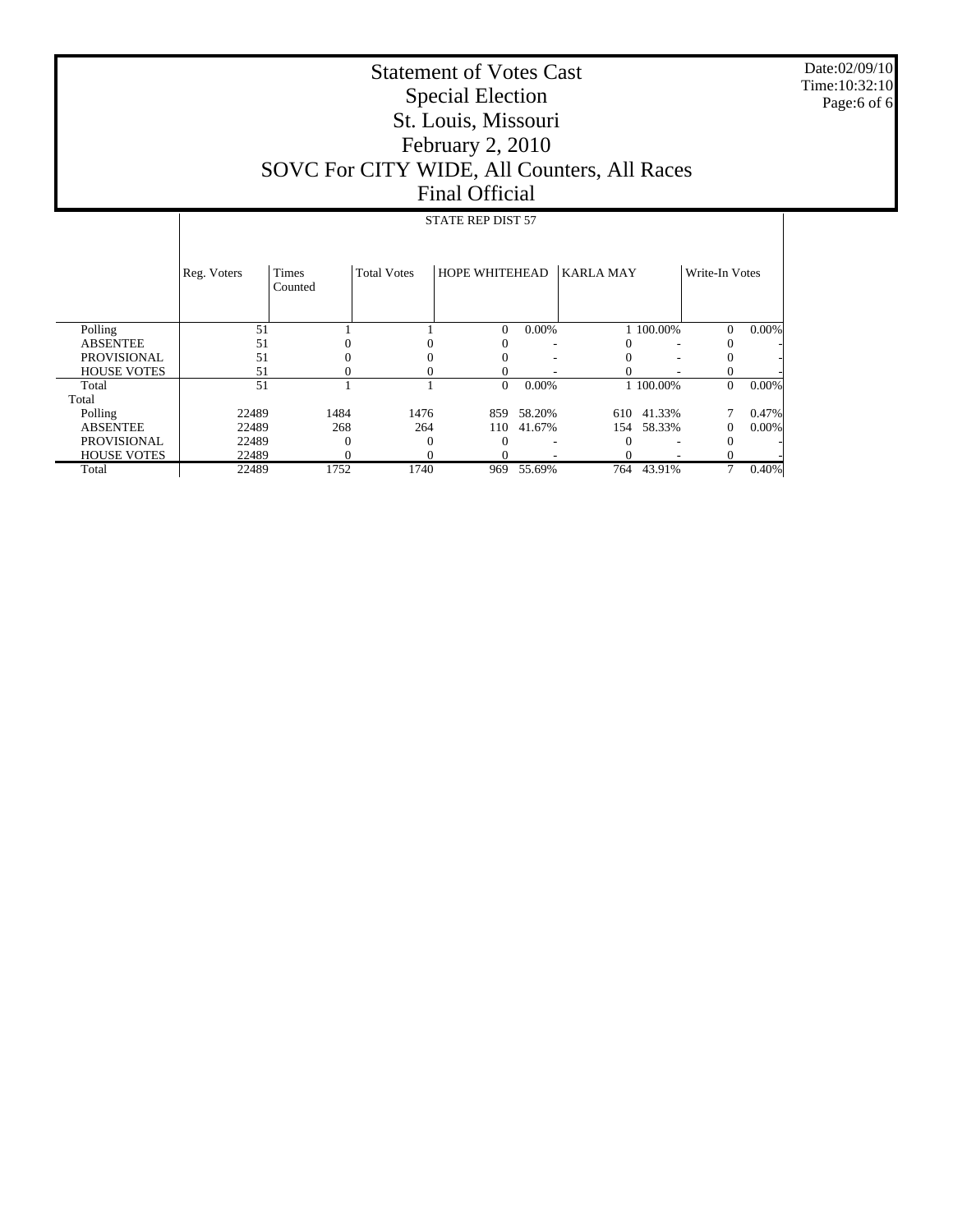# Statement of Votes Cast
## Special Election
## St. Louis, Missouri
## February 2, 2010
## SOVC For CITY WIDE, All Counters, All Races
## Final Official

Date:02/09/10
Time:10:32:10

STATE REP DIST 57

| | Reg. Voters | Times Counted | Total Votes | HOPE WHITEHEAD | | KARLA MAY | | Write-In Votes | |
|---|---|---|---|---|---|---|---|---|---|
| Polling | 51 | 1 | 1 | 0 | 0.00% | 1 | 100.00% | 0 | 0.00% |
| ABSENTEE | 51 | 0 | 0 | 0 | - | 0 | - | 0 | - |
| PROVISIONAL | 51 | 0 | 0 | 0 | - | 0 | - | 0 | - |
| HOUSE VOTES | 51 | 0 | 0 | 0 | - | 0 | - | 0 | - |
| Total | 51 | 1 | 1 | 0 | 0.00% | 1 | 100.00% | 0 | 0.00% |
| Total | | | | | | | | | |
| Polling | 22489 | 1484 | 1476 | 859 | 58.20% | 610 | 41.33% | 7 | 0.47% |
| ABSENTEE | 22489 | 268 | 264 | 110 | 41.67% | 154 | 58.33% | 0 | 0.00% |
| PROVISIONAL | 22489 | 0 | 0 | 0 | - | 0 | - | 0 | - |
| HOUSE VOTES | 22489 | 0 | 0 | 0 | - | 0 | - | 0 | - |
| Total | 22489 | 1752 | 1740 | 969 | 55.69% | 764 | 43.91% | 7 | 0.40% |